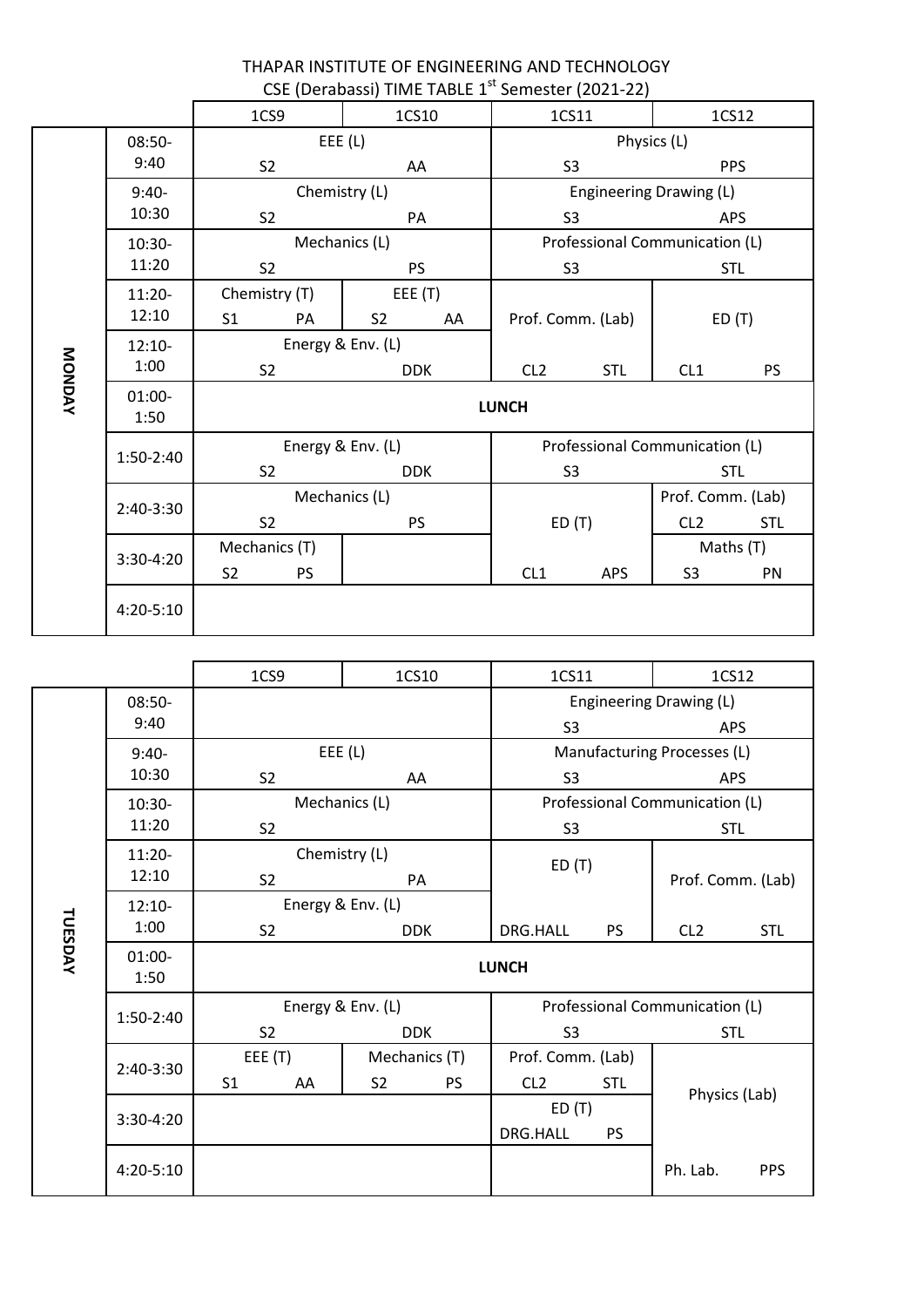THAPAR INSTITUTE OF ENGINEERING AND TECHNOLOGY

CSE (Derabassi) TIME TABLE 1st Semester (2021-22)

| Day | Time | 1CS9 | 1CS10 | 1CS11 | 1CS12 |
|---|---|---|---|---|---|
| MONDAY | 08:50-9:40 | EEE (L) S2 AA | | Physics (L) S3 PPS | |
| | 9:40-10:30 | Chemistry (L) S2 PA | | Engineering Drawing (L) S3 APS | |
| | 10:30-11:20 | Mechanics (L) S2 PS | | Professional Communication (L) S3 STL | |
| | 11:20-12:10 | Chemistry (T) S1 PA | EEE (T) S2 AA | Prof. Comm. (Lab) CL2 STL | ED (T) CL1 PS |
| | 12:10-1:00 | Energy & Env. (L) S2 DDK | | | |
| | 01:00-1:50 | LUNCH | | | |
| | 1:50-2:40 | Energy & Env. (L) S2 DDK | | Professional Communication (L) S3 STL | |
| | 2:40-3:30 | Mechanics (L) S2 PS | | ED (T) CL1 APS | Prof. Comm. (Lab) CL2 STL |
| | 3:30-4:20 | Mechanics (T) S2 PS | | | Maths (T) S3 PN |
| | 4:20-5:10 | | | | |

| Day | Time | 1CS9 | 1CS10 | 1CS11 | 1CS12 |
|---|---|---|---|---|---|
| TUESDAY | 08:50-9:40 | | | Engineering Drawing (L) S3 APS | |
| | 9:40-10:30 | EEE (L) S2 AA | | Manufacturing Processes (L) S3 APS | |
| | 10:30-11:20 | Mechanics (L) S2 | | Professional Communication (L) S3 STL | |
| | 11:20-12:10 | Chemistry (L) S2 PA | | ED (T) DRG.HALL PS | Prof. Comm. (Lab) CL2 STL |
| | 12:10-1:00 | Energy & Env. (L) S2 DDK | | | |
| | 01:00-1:50 | LUNCH | | | |
| | 1:50-2:40 | Energy & Env. (L) S2 DDK | | Professional Communication (L) S3 STL | |
| | 2:40-3:30 | EEE (T) S1 AA | Mechanics (T) S2 PS | Prof. Comm. (Lab) CL2 STL | Physics (Lab) Ph. Lab. PPS |
| | 3:30-4:20 | | | ED (T) DRG.HALL PS | |
| | 4:20-5:10 | | | | |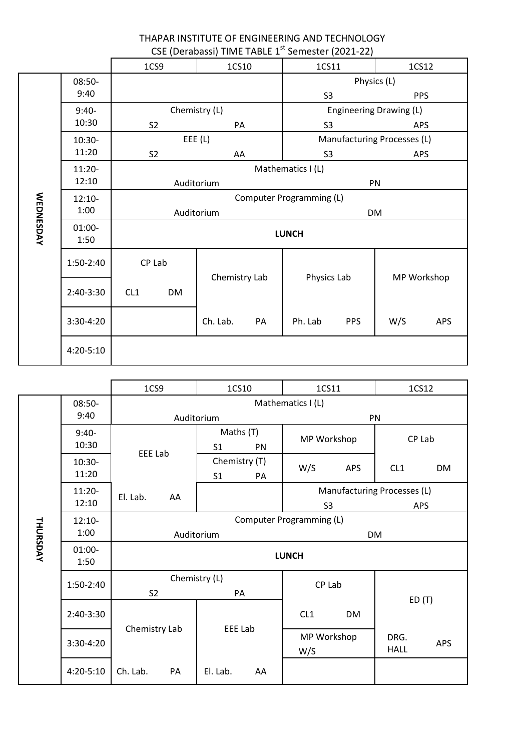# THAPAR INSTITUTE OF ENGINEERING AND TECHNOLOGY

## CSE (Derabassi) TIME TABLE 1st Semester (2021-22)

| Day | Time | 1CS9 | 1CS10 | 1CS11 | 1CS12 |
|---|---|---|---|---|---|
| WEDNESDAY | 08:50-9:40 | | | Physics (L) S3 PPS | |
| | 9:40-10:30 | Chemistry (L) S2 PA | | Engineering Drawing (L) S3 APS | |
| | 10:30-11:20 | EEE (L) S2 AA | | Manufacturing Processes (L) S3 APS | |
| | 11:20-12:10 | Mathematics I (L) Auditorium PN | | | |
| | 12:10-1:00 | Computer Programming (L) Auditorium DM | | | |
| | 01:00-1:50 | **LUNCH** | | | |
| | 1:50-2:40 | CP Lab | Chemistry Lab | Physics Lab | MP Workshop |
| | 2:40-3:30 | CL1 DM | | | |
| | 3:30-4:20 | | Ch. Lab. PA | Ph. Lab PPS | W/S APS |
| | 4:20-5:10 | | | | |

| Day | Time | 1CS9 | 1CS10 | 1CS11 | 1CS12 |
|---|---|---|---|---|---|
| THURSDAY | 08:50-9:40 | Mathematics I (L) Auditorium PN | | | |
| | 9:40-10:30 | EEE Lab | Maths (T) S1 PN | MP Workshop | CP Lab |
| | 10:30-11:20 | | Chemistry (T) S1 PA | W/S APS | CL1 DM |
| | 11:20-12:10 | El. Lab. AA | | Manufacturing Processes (L) S3 APS | |
| | 12:10-1:00 | Computer Programming (L) Auditorium DM | | | |
| | 01:00-1:50 | **LUNCH** | | | |
| | 1:50-2:40 | Chemistry (L) S2 PA | | CP Lab | ED (T) |
| | 2:40-3:30 | Chemistry Lab | EEE Lab | CL1 DM | |
| | 3:30-4:20 | | | MP Workshop W/S | DRG. HALL APS |
| | 4:20-5:10 | Ch. Lab. PA | El. Lab. AA | | |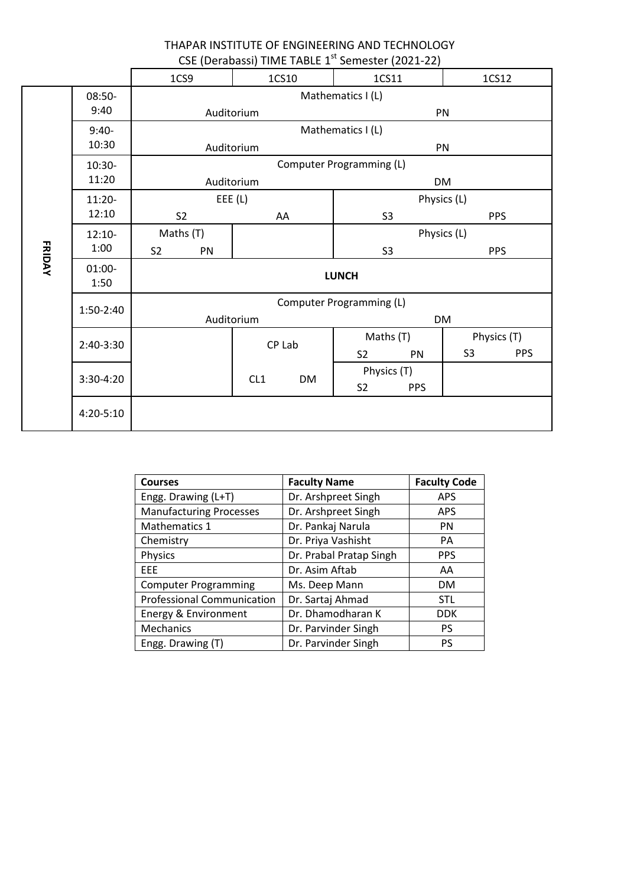THAPAR INSTITUTE OF ENGINEERING AND TECHNOLOGY

CSE (Derabassi) TIME TABLE 1st Semester (2021-22)

| | | 1CS9 | 1CS10 | 1CS11 | 1CS12 |
|---|---|---|---|---|---|
| FRIDAY | 08:50-9:40 | Mathematics I (L) Auditorium PN | | | |
| | 9:40-10:30 | Mathematics I (L) Auditorium PN | | | |
| | 10:30-11:20 | Computer Programming (L) Auditorium DM | | | |
| | 11:20-12:10 | EEE (L) S2 AA | | Physics (L) S3 PPS | |
| | 12:10-1:00 | Maths (T) S2 PN | | Physics (L) S3 PPS | |
| | 01:00-1:50 | LUNCH | | | |
| | 1:50-2:40 | Computer Programming (L) Auditorium DM | | | |
| | 2:40-3:30 | | CP Lab CL1 DM | Maths (T) S2 PN | Physics (T) S3 PPS |
| | 3:30-4:20 | | | Physics (T) S2 PPS | |
| | 4:20-5:10 | | | | |

| Courses | Faculty Name | Faculty Code |
|---|---|---|
| Engg. Drawing (L+T) | Dr. Arshpreet Singh | APS |
| Manufacturing Processes | Dr. Arshpreet Singh | APS |
| Mathematics 1 | Dr. Pankaj Narula | PN |
| Chemistry | Dr. Priya Vashisht | PA |
| Physics | Dr. Prabal Pratap Singh | PPS |
| EEE | Dr. Asim Aftab | AA |
| Computer Programming | Ms. Deep Mann | DM |
| Professional Communication | Dr. Sartaj Ahmad | STL |
| Energy & Environment | Dr. Dhamodharan K | DDK |
| Mechanics | Dr. Parvinder Singh | PS |
| Engg. Drawing (T) | Dr. Parvinder Singh | PS |